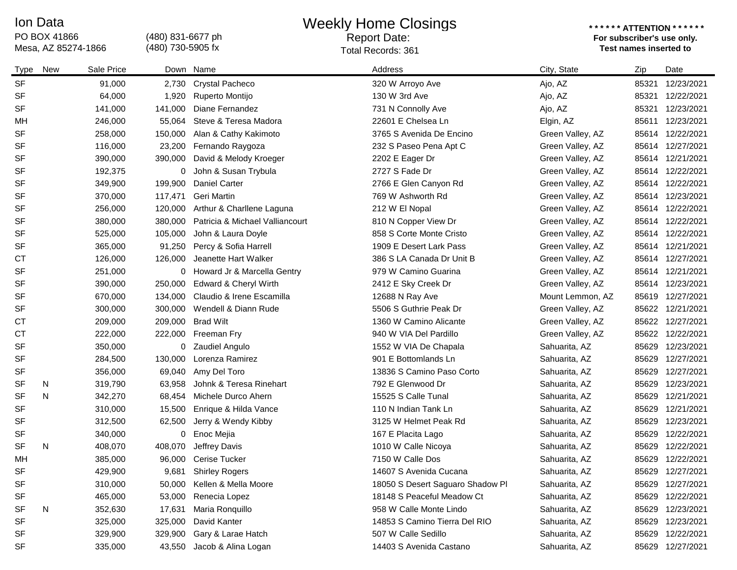Ion Data
PO BOX 41866
Mesa, AZ 85274-1866

(480) 831-6677 ph
(480) 730-5905 fx

# Weekly Home Closings

Report Date:
Total Records: 361

**\* \* \* \* \* \* ATTENTION \* \* \* \* \* \***
**For subscriber's use only.**
**Test names inserted to**

| Type | New | Sale Price | Down | Name | Address | City, State | Zip | Date |
|---|---|---|---|---|---|---|---|---|
| SF | | 91,000 | 2,730 | Crystal Pacheco | 320 W Arroyo Ave | Ajo, AZ | 85321 | 12/23/2021 |
| SF | | 64,000 | 1,920 | Ruperto Montijo | 130 W 3rd Ave | Ajo, AZ | 85321 | 12/22/2021 |
| SF | | 141,000 | 141,000 | Diane Fernandez | 731 N Connolly Ave | Ajo, AZ | 85321 | 12/23/2021 |
| MH | | 246,000 | 55,064 | Steve & Teresa Madora | 22601 E Chelsea Ln | Elgin, AZ | 85611 | 12/23/2021 |
| SF | | 258,000 | 150,000 | Alan & Cathy Kakimoto | 3765 S Avenida De Encino | Green Valley, AZ | 85614 | 12/22/2021 |
| SF | | 116,000 | 23,200 | Fernando Raygoza | 232 S Paseo Pena Apt C | Green Valley, AZ | 85614 | 12/27/2021 |
| SF | | 390,000 | 390,000 | David & Melody Kroeger | 2202 E Eager Dr | Green Valley, AZ | 85614 | 12/21/2021 |
| SF | | 192,375 | 0 | John & Susan Trybula | 2727 S Fade Dr | Green Valley, AZ | 85614 | 12/22/2021 |
| SF | | 349,900 | 199,900 | Daniel Carter | 2766 E Glen Canyon Rd | Green Valley, AZ | 85614 | 12/22/2021 |
| SF | | 370,000 | 117,471 | Geri Martin | 769 W Ashworth Rd | Green Valley, AZ | 85614 | 12/23/2021 |
| SF | | 256,000 | 120,000 | Arthur & Charllene Laguna | 212 W El Nopal | Green Valley, AZ | 85614 | 12/22/2021 |
| SF | | 380,000 | 380,000 | Patricia & Michael Valliancourt | 810 N Copper View Dr | Green Valley, AZ | 85614 | 12/22/2021 |
| SF | | 525,000 | 105,000 | John & Laura Doyle | 858 S Corte Monte Cristo | Green Valley, AZ | 85614 | 12/22/2021 |
| SF | | 365,000 | 91,250 | Percy & Sofia Harrell | 1909 E Desert Lark Pass | Green Valley, AZ | 85614 | 12/21/2021 |
| CT | | 126,000 | 126,000 | Jeanette Hart Walker | 386 S LA Canada Dr Unit B | Green Valley, AZ | 85614 | 12/27/2021 |
| SF | | 251,000 | 0 | Howard Jr & Marcella Gentry | 979 W Camino Guarina | Green Valley, AZ | 85614 | 12/21/2021 |
| SF | | 390,000 | 250,000 | Edward & Cheryl Wirth | 2412 E Sky Creek Dr | Green Valley, AZ | 85614 | 12/23/2021 |
| SF | | 670,000 | 134,000 | Claudio & Irene Escamilla | 12688 N Ray Ave | Mount Lemmon, AZ | 85619 | 12/27/2021 |
| SF | | 300,000 | 300,000 | Wendell & Diann Rude | 5506 S Guthrie Peak Dr | Green Valley, AZ | 85622 | 12/21/2021 |
| CT | | 209,000 | 209,000 | Brad Wilt | 1360 W Camino Alicante | Green Valley, AZ | 85622 | 12/27/2021 |
| CT | | 222,000 | 222,000 | Freeman Fry | 940 W VIA Del Pardillo | Green Valley, AZ | 85622 | 12/22/2021 |
| SF | | 350,000 | 0 | Zaudiel Angulo | 1552 W VIA De Chapala | Sahuarita, AZ | 85629 | 12/23/2021 |
| SF | | 284,500 | 130,000 | Lorenza Ramirez | 901 E Bottomlands Ln | Sahuarita, AZ | 85629 | 12/27/2021 |
| SF | | 356,000 | 69,040 | Amy Del Toro | 13836 S Camino Paso Corto | Sahuarita, AZ | 85629 | 12/27/2021 |
| SF | N | 319,790 | 63,958 | Johnk & Teresa Rinehart | 792 E Glenwood Dr | Sahuarita, AZ | 85629 | 12/23/2021 |
| SF | N | 342,270 | 68,454 | Michele Durco Ahern | 15525 S Calle Tunal | Sahuarita, AZ | 85629 | 12/21/2021 |
| SF | | 310,000 | 15,500 | Enrique & Hilda Vance | 110 N Indian Tank Ln | Sahuarita, AZ | 85629 | 12/21/2021 |
| SF | | 312,500 | 62,500 | Jerry & Wendy Kibby | 3125 W Helmet Peak Rd | Sahuarita, AZ | 85629 | 12/23/2021 |
| SF | | 340,000 | 0 | Enoc Mejia | 167 E Placita Lago | Sahuarita, AZ | 85629 | 12/22/2021 |
| SF | N | 408,070 | 408,070 | Jeffrey Davis | 1010 W Calle Nicoya | Sahuarita, AZ | 85629 | 12/22/2021 |
| MH | | 385,000 | 96,000 | Cerise Tucker | 7150 W Calle Dos | Sahuarita, AZ | 85629 | 12/22/2021 |
| SF | | 429,900 | 9,681 | Shirley Rogers | 14607 S Avenida Cucana | Sahuarita, AZ | 85629 | 12/27/2021 |
| SF | | 310,000 | 50,000 | Kellen & Mella Moore | 18050 S Desert Saguaro Shadow Pl | Sahuarita, AZ | 85629 | 12/27/2021 |
| SF | | 465,000 | 53,000 | Renecia Lopez | 18148 S Peaceful Meadow Ct | Sahuarita, AZ | 85629 | 12/22/2021 |
| SF | N | 352,630 | 17,631 | Maria Ronquillo | 958 W Calle Monte Lindo | Sahuarita, AZ | 85629 | 12/23/2021 |
| SF | | 325,000 | 325,000 | David Kanter | 14853 S Camino Tierra Del RIO | Sahuarita, AZ | 85629 | 12/23/2021 |
| SF | | 329,900 | 329,900 | Gary & Larae Hatch | 507 W Calle Sedillo | Sahuarita, AZ | 85629 | 12/22/2021 |
| SF | | 335,000 | 43,550 | Jacob & Alina Logan | 14403 S Avenida Castano | Sahuarita, AZ | 85629 | 12/27/2021 |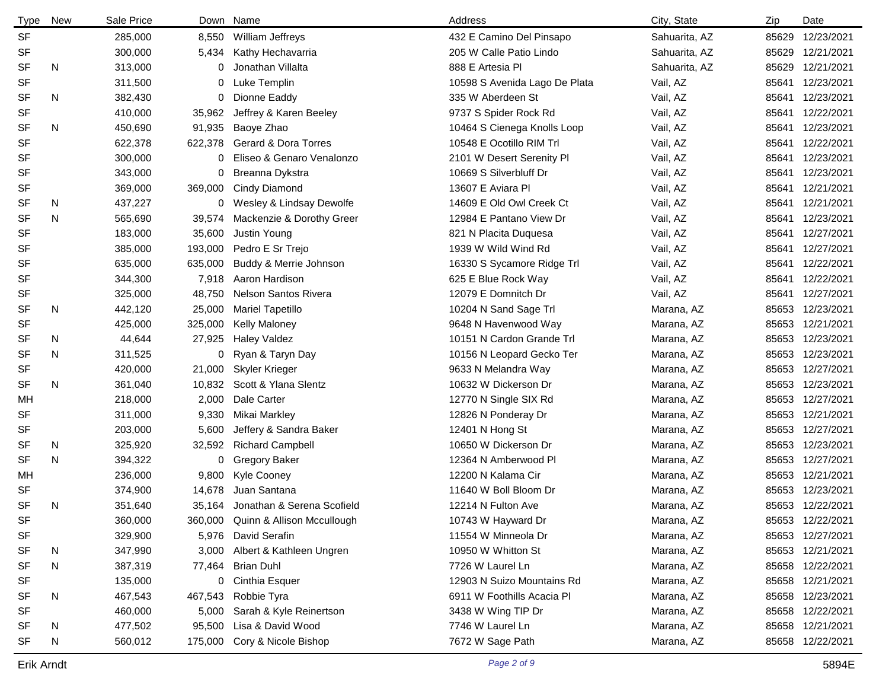| Type | New | Sale Price | Down | Name | Address | City, State | Zip | Date |
|---|---|---|---|---|---|---|---|---|
| SF | | 285,000 | 8,550 | William Jeffreys | 432 E Camino Del Pinsapo | Sahuarita, AZ | 85629 | 12/23/2021 |
| SF | | 300,000 | 5,434 | Kathy Hechavarria | 205 W Calle Patio Lindo | Sahuarita, AZ | 85629 | 12/21/2021 |
| SF | N | 313,000 | 0 | Jonathan Villalta | 888 E Artesia Pl | Sahuarita, AZ | 85629 | 12/21/2021 |
| SF | | 311,500 | 0 | Luke Templin | 10598 S Avenida Lago De Plata | Vail, AZ | 85641 | 12/23/2021 |
| SF | N | 382,430 | 0 | Dionne Eaddy | 335 W Aberdeen St | Vail, AZ | 85641 | 12/23/2021 |
| SF | | 410,000 | 35,962 | Jeffrey & Karen Beeley | 9737 S Spider Rock Rd | Vail, AZ | 85641 | 12/22/2021 |
| SF | N | 450,690 | 91,935 | Baoye Zhao | 10464 S Cienega Knolls Loop | Vail, AZ | 85641 | 12/23/2021 |
| SF | | 622,378 | 622,378 | Gerard & Dora Torres | 10548 E Ocotillo RIM Trl | Vail, AZ | 85641 | 12/22/2021 |
| SF | | 300,000 | 0 | Eliseo & Genaro Venalonzo | 2101 W Desert Serenity Pl | Vail, AZ | 85641 | 12/23/2021 |
| SF | | 343,000 | 0 | Breanna Dykstra | 10669 S Silverbluff Dr | Vail, AZ | 85641 | 12/23/2021 |
| SF | | 369,000 | 369,000 | Cindy Diamond | 13607 E Aviara Pl | Vail, AZ | 85641 | 12/21/2021 |
| SF | N | 437,227 | 0 | Wesley & Lindsay Dewolfe | 14609 E Old Owl Creek Ct | Vail, AZ | 85641 | 12/21/2021 |
| SF | N | 565,690 | 39,574 | Mackenzie & Dorothy Greer | 12984 E Pantano View Dr | Vail, AZ | 85641 | 12/23/2021 |
| SF | | 183,000 | 35,600 | Justin Young | 821 N Placita Duquesa | Vail, AZ | 85641 | 12/27/2021 |
| SF | | 385,000 | 193,000 | Pedro E Sr Trejo | 1939 W Wild Wind Rd | Vail, AZ | 85641 | 12/27/2021 |
| SF | | 635,000 | 635,000 | Buddy & Merrie Johnson | 16330 S Sycamore Ridge Trl | Vail, AZ | 85641 | 12/22/2021 |
| SF | | 344,300 | 7,918 | Aaron Hardison | 625 E Blue Rock Way | Vail, AZ | 85641 | 12/22/2021 |
| SF | | 325,000 | 48,750 | Nelson Santos Rivera | 12079 E Domnitch Dr | Vail, AZ | 85641 | 12/27/2021 |
| SF | N | 442,120 | 25,000 | Mariel Tapetillo | 10204 N Sand Sage Trl | Marana, AZ | 85653 | 12/23/2021 |
| SF | | 425,000 | 325,000 | Kelly Maloney | 9648 N Havenwood Way | Marana, AZ | 85653 | 12/21/2021 |
| SF | N | 44,644 | 27,925 | Haley Valdez | 10151 N Cardon Grande Trl | Marana, AZ | 85653 | 12/23/2021 |
| SF | N | 311,525 | 0 | Ryan & Taryn Day | 10156 N Leopard Gecko Ter | Marana, AZ | 85653 | 12/23/2021 |
| SF | | 420,000 | 21,000 | Skyler Krieger | 9633 N Melandra Way | Marana, AZ | 85653 | 12/27/2021 |
| SF | N | 361,040 | 10,832 | Scott & Ylana Slentz | 10632 W Dickerson Dr | Marana, AZ | 85653 | 12/23/2021 |
| MH | | 218,000 | 2,000 | Dale Carter | 12770 N Single SIX Rd | Marana, AZ | 85653 | 12/27/2021 |
| SF | | 311,000 | 9,330 | Mikai Markley | 12826 N Ponderay Dr | Marana, AZ | 85653 | 12/21/2021 |
| SF | | 203,000 | 5,600 | Jeffery & Sandra Baker | 12401 N Hong St | Marana, AZ | 85653 | 12/27/2021 |
| SF | N | 325,920 | 32,592 | Richard Campbell | 10650 W Dickerson Dr | Marana, AZ | 85653 | 12/23/2021 |
| SF | N | 394,322 | 0 | Gregory Baker | 12364 N Amberwood Pl | Marana, AZ | 85653 | 12/27/2021 |
| MH | | 236,000 | 9,800 | Kyle Cooney | 12200 N Kalama Cir | Marana, AZ | 85653 | 12/21/2021 |
| SF | | 374,900 | 14,678 | Juan Santana | 11640 W Boll Bloom Dr | Marana, AZ | 85653 | 12/23/2021 |
| SF | N | 351,640 | 35,164 | Jonathan & Serena Scofield | 12214 N Fulton Ave | Marana, AZ | 85653 | 12/22/2021 |
| SF | | 360,000 | 360,000 | Quinn & Allison Mccullough | 10743 W Hayward Dr | Marana, AZ | 85653 | 12/22/2021 |
| SF | | 329,900 | 5,976 | David Serafin | 11554 W Minneola Dr | Marana, AZ | 85653 | 12/27/2021 |
| SF | N | 347,990 | 3,000 | Albert & Kathleen Ungren | 10950 W Whitton St | Marana, AZ | 85653 | 12/21/2021 |
| SF | N | 387,319 | 77,464 | Brian Duhl | 7726 W Laurel Ln | Marana, AZ | 85658 | 12/22/2021 |
| SF | | 135,000 | 0 | Cinthia Esquer | 12903 N Suizo Mountains Rd | Marana, AZ | 85658 | 12/21/2021 |
| SF | N | 467,543 | 467,543 | Robbie Tyra | 6911 W Foothills Acacia Pl | Marana, AZ | 85658 | 12/23/2021 |
| SF | | 460,000 | 5,000 | Sarah & Kyle Reinertson | 3438 W Wing TIP Dr | Marana, AZ | 85658 | 12/22/2021 |
| SF | N | 477,502 | 95,500 | Lisa & David Wood | 7746 W Laurel Ln | Marana, AZ | 85658 | 12/21/2021 |
| SF | N | 560,012 | 175,000 | Cory & Nicole Bishop | 7672 W Sage Path | Marana, AZ | 85658 | 12/22/2021 |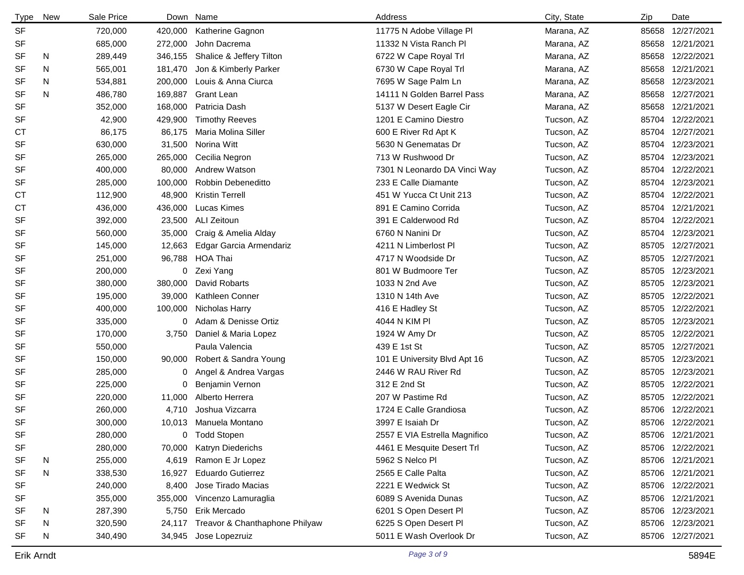| Type | New | Sale Price | Down | Name | Address | City, State | Zip | Date |
|---|---|---|---|---|---|---|---|---|
| SF | | 720,000 | 420,000 | Katherine Gagnon | 11775 N Adobe Village Pl | Marana, AZ | 85658 | 12/27/2021 |
| SF | | 685,000 | 272,000 | John Dacrema | 11332 N Vista Ranch Pl | Marana, AZ | 85658 | 12/21/2021 |
| SF | N | 289,449 | 346,155 | Shalice & Jeffery Tilton | 6722 W Cape Royal Trl | Marana, AZ | 85658 | 12/22/2021 |
| SF | N | 565,001 | 181,470 | Jon & Kimberly Parker | 6730 W Cape Royal Trl | Marana, AZ | 85658 | 12/21/2021 |
| SF | N | 534,881 | 200,000 | Louis & Anna Ciurca | 7695 W Sage Palm Ln | Marana, AZ | 85658 | 12/23/2021 |
| SF | N | 486,780 | 169,887 | Grant Lean | 14111 N Golden Barrel Pass | Marana, AZ | 85658 | 12/27/2021 |
| SF | | 352,000 | 168,000 | Patricia Dash | 5137 W Desert Eagle Cir | Marana, AZ | 85658 | 12/21/2021 |
| SF | | 42,900 | 429,900 | Timothy Reeves | 1201 E Camino Diestro | Tucson, AZ | 85704 | 12/22/2021 |
| CT | | 86,175 | 86,175 | Maria Molina Siller | 600 E River Rd Apt K | Tucson, AZ | 85704 | 12/27/2021 |
| SF | | 630,000 | 31,500 | Norina Witt | 5630 N Genematas Dr | Tucson, AZ | 85704 | 12/23/2021 |
| SF | | 265,000 | 265,000 | Cecilia Negron | 713 W Rushwood Dr | Tucson, AZ | 85704 | 12/23/2021 |
| SF | | 400,000 | 80,000 | Andrew Watson | 7301 N Leonardo DA Vinci Way | Tucson, AZ | 85704 | 12/22/2021 |
| SF | | 285,000 | 100,000 | Robbin Debeneditto | 233 E Calle Diamante | Tucson, AZ | 85704 | 12/23/2021 |
| CT | | 112,900 | 48,900 | Kristin Terrell | 451 W Yucca Ct Unit 213 | Tucson, AZ | 85704 | 12/22/2021 |
| CT | | 436,000 | 436,000 | Lucas Kimes | 891 E Camino Corrida | Tucson, AZ | 85704 | 12/21/2021 |
| SF | | 392,000 | 23,500 | ALI Zeitoun | 391 E Calderwood Rd | Tucson, AZ | 85704 | 12/22/2021 |
| SF | | 560,000 | 35,000 | Craig & Amelia Alday | 6760 N Nanini Dr | Tucson, AZ | 85704 | 12/23/2021 |
| SF | | 145,000 | 12,663 | Edgar Garcia Armendariz | 4211 N Limberlost Pl | Tucson, AZ | 85705 | 12/27/2021 |
| SF | | 251,000 | 96,788 | HOA Thai | 4717 N Woodside Dr | Tucson, AZ | 85705 | 12/27/2021 |
| SF | | 200,000 | 0 | Zexi Yang | 801 W Budmoore Ter | Tucson, AZ | 85705 | 12/23/2021 |
| SF | | 380,000 | 380,000 | David Robarts | 1033 N 2nd Ave | Tucson, AZ | 85705 | 12/23/2021 |
| SF | | 195,000 | 39,000 | Kathleen Conner | 1310 N 14th Ave | Tucson, AZ | 85705 | 12/22/2021 |
| SF | | 400,000 | 100,000 | Nicholas Harry | 416 E Hadley St | Tucson, AZ | 85705 | 12/22/2021 |
| SF | | 335,000 | 0 | Adam & Denisse Ortiz | 4044 N KIM Pl | Tucson, AZ | 85705 | 12/23/2021 |
| SF | | 170,000 | 3,750 | Daniel & Maria Lopez | 1924 W Amy Dr | Tucson, AZ | 85705 | 12/22/2021 |
| SF | | 550,000 | | Paula Valencia | 439 E 1st St | Tucson, AZ | 85705 | 12/27/2021 |
| SF | | 150,000 | 90,000 | Robert & Sandra Young | 101 E University Blvd Apt 16 | Tucson, AZ | 85705 | 12/23/2021 |
| SF | | 285,000 | 0 | Angel & Andrea Vargas | 2446 W RAU River Rd | Tucson, AZ | 85705 | 12/23/2021 |
| SF | | 225,000 | 0 | Benjamin Vernon | 312 E 2nd St | Tucson, AZ | 85705 | 12/22/2021 |
| SF | | 220,000 | 11,000 | Alberto Herrera | 207 W Pastime Rd | Tucson, AZ | 85705 | 12/22/2021 |
| SF | | 260,000 | 4,710 | Joshua Vizcarra | 1724 E Calle Grandiosa | Tucson, AZ | 85706 | 12/22/2021 |
| SF | | 300,000 | 10,013 | Manuela Montano | 3997 E Isaiah Dr | Tucson, AZ | 85706 | 12/22/2021 |
| SF | | 280,000 | 0 | Todd Stopen | 2557 E VIA Estrella Magnifico | Tucson, AZ | 85706 | 12/21/2021 |
| SF | | 280,000 | 70,000 | Katryn Diederichs | 4461 E Mesquite Desert Trl | Tucson, AZ | 85706 | 12/22/2021 |
| SF | N | 255,000 | 4,619 | Ramon E Jr Lopez | 5962 S Nelco Pl | Tucson, AZ | 85706 | 12/21/2021 |
| SF | N | 338,530 | 16,927 | Eduardo Gutierrez | 2565 E Calle Palta | Tucson, AZ | 85706 | 12/21/2021 |
| SF | | 240,000 | 8,400 | Jose Tirado Macias | 2221 E Wedwick St | Tucson, AZ | 85706 | 12/22/2021 |
| SF | | 355,000 | 355,000 | Vincenzo Lamuraglia | 6089 S Avenida Dunas | Tucson, AZ | 85706 | 12/21/2021 |
| SF | N | 287,390 | 5,750 | Erik Mercado | 6201 S Open Desert Pl | Tucson, AZ | 85706 | 12/23/2021 |
| SF | N | 320,590 | 24,117 | Treavor & Chanthaphone Philyaw | 6225 S Open Desert Pl | Tucson, AZ | 85706 | 12/23/2021 |
| SF | N | 340,490 | 34,945 | Jose Lopezruiz | 5011 E Wash Overlook Dr | Tucson, AZ | 85706 | 12/27/2021 |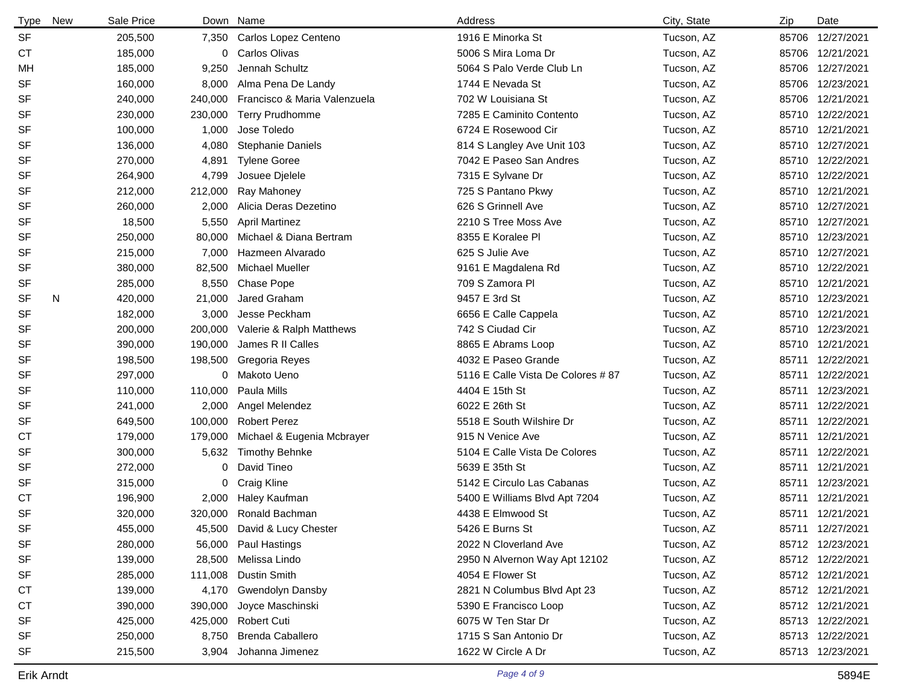| Type | New | Sale Price | Down | Name | Address | City, State | Zip | Date |
|---|---|---|---|---|---|---|---|---|
| SF | | 205,500 | 7,350 | Carlos Lopez Centeno | 1916 E Minorka St | Tucson, AZ | 85706 | 12/27/2021 |
| CT | | 185,000 | 0 | Carlos Olivas | 5006 S Mira Loma Dr | Tucson, AZ | 85706 | 12/21/2021 |
| MH | | 185,000 | 9,250 | Jennah Schultz | 5064 S Palo Verde Club Ln | Tucson, AZ | 85706 | 12/27/2021 |
| SF | | 160,000 | 8,000 | Alma Pena De Landy | 1744 E Nevada St | Tucson, AZ | 85706 | 12/23/2021 |
| SF | | 240,000 | 240,000 | Francisco & Maria Valenzuela | 702 W Louisiana St | Tucson, AZ | 85706 | 12/21/2021 |
| SF | | 230,000 | 230,000 | Terry Prudhomme | 7285 E Caminito Contento | Tucson, AZ | 85710 | 12/22/2021 |
| SF | | 100,000 | 1,000 | Jose Toledo | 6724 E Rosewood Cir | Tucson, AZ | 85710 | 12/21/2021 |
| SF | | 136,000 | 4,080 | Stephanie Daniels | 814 S Langley Ave Unit 103 | Tucson, AZ | 85710 | 12/27/2021 |
| SF | | 270,000 | 4,891 | Tylene Goree | 7042 E Paseo San Andres | Tucson, AZ | 85710 | 12/22/2021 |
| SF | | 264,900 | 4,799 | Josuee Djelele | 7315 E Sylvane Dr | Tucson, AZ | 85710 | 12/22/2021 |
| SF | | 212,000 | 212,000 | Ray Mahoney | 725 S Pantano Pkwy | Tucson, AZ | 85710 | 12/21/2021 |
| SF | | 260,000 | 2,000 | Alicia Deras Dezetino | 626 S Grinnell Ave | Tucson, AZ | 85710 | 12/27/2021 |
| SF | | 18,500 | 5,550 | April Martinez | 2210 S Tree Moss Ave | Tucson, AZ | 85710 | 12/27/2021 |
| SF | | 250,000 | 80,000 | Michael & Diana Bertram | 8355 E Koralee Pl | Tucson, AZ | 85710 | 12/23/2021 |
| SF | | 215,000 | 7,000 | Hazmeen Alvarado | 625 S Julie Ave | Tucson, AZ | 85710 | 12/27/2021 |
| SF | | 380,000 | 82,500 | Michael Mueller | 9161 E Magdalena Rd | Tucson, AZ | 85710 | 12/22/2021 |
| SF | | 285,000 | 8,550 | Chase Pope | 709 S Zamora Pl | Tucson, AZ | 85710 | 12/21/2021 |
| SF | N | 420,000 | 21,000 | Jared Graham | 9457 E 3rd St | Tucson, AZ | 85710 | 12/23/2021 |
| SF | | 182,000 | 3,000 | Jesse Peckham | 6656 E Calle Cappela | Tucson, AZ | 85710 | 12/21/2021 |
| SF | | 200,000 | 200,000 | Valerie & Ralph Matthews | 742 S Ciudad Cir | Tucson, AZ | 85710 | 12/23/2021 |
| SF | | 390,000 | 190,000 | James R II Calles | 8865 E Abrams Loop | Tucson, AZ | 85710 | 12/21/2021 |
| SF | | 198,500 | 198,500 | Gregoria Reyes | 4032 E Paseo Grande | Tucson, AZ | 85711 | 12/22/2021 |
| SF | | 297,000 | 0 | Makoto Ueno | 5116 E Calle Vista De Colores # 87 | Tucson, AZ | 85711 | 12/22/2021 |
| SF | | 110,000 | 110,000 | Paula Mills | 4404 E 15th St | Tucson, AZ | 85711 | 12/23/2021 |
| SF | | 241,000 | 2,000 | Angel Melendez | 6022 E 26th St | Tucson, AZ | 85711 | 12/22/2021 |
| SF | | 649,500 | 100,000 | Robert Perez | 5518 E South Wilshire Dr | Tucson, AZ | 85711 | 12/22/2021 |
| CT | | 179,000 | 179,000 | Michael & Eugenia Mcbrayer | 915 N Venice Ave | Tucson, AZ | 85711 | 12/21/2021 |
| SF | | 300,000 | 5,632 | Timothy Behnke | 5104 E Calle Vista De Colores | Tucson, AZ | 85711 | 12/22/2021 |
| SF | | 272,000 | 0 | David Tineo | 5639 E 35th St | Tucson, AZ | 85711 | 12/21/2021 |
| SF | | 315,000 | 0 | Craig Kline | 5142 E Circulo Las Cabanas | Tucson, AZ | 85711 | 12/23/2021 |
| CT | | 196,900 | 2,000 | Haley Kaufman | 5400 E Williams Blvd Apt 7204 | Tucson, AZ | 85711 | 12/21/2021 |
| SF | | 320,000 | 320,000 | Ronald Bachman | 4438 E Elmwood St | Tucson, AZ | 85711 | 12/21/2021 |
| SF | | 455,000 | 45,500 | David & Lucy Chester | 5426 E Burns St | Tucson, AZ | 85711 | 12/27/2021 |
| SF | | 280,000 | 56,000 | Paul Hastings | 2022 N Cloverland Ave | Tucson, AZ | 85712 | 12/23/2021 |
| SF | | 139,000 | 28,500 | Melissa Lindo | 2950 N Alvernon Way Apt 12102 | Tucson, AZ | 85712 | 12/22/2021 |
| SF | | 285,000 | 111,008 | Dustin Smith | 4054 E Flower St | Tucson, AZ | 85712 | 12/21/2021 |
| CT | | 139,000 | 4,170 | Gwendolyn Dansby | 2821 N Columbus Blvd Apt 23 | Tucson, AZ | 85712 | 12/21/2021 |
| CT | | 390,000 | 390,000 | Joyce Maschinski | 5390 E Francisco Loop | Tucson, AZ | 85712 | 12/21/2021 |
| SF | | 425,000 | 425,000 | Robert Cuti | 6075 W Ten Star Dr | Tucson, AZ | 85713 | 12/22/2021 |
| SF | | 250,000 | 8,750 | Brenda Caballero | 1715 S San Antonio Dr | Tucson, AZ | 85713 | 12/22/2021 |
| SF | | 215,500 | 3,904 | Johanna Jimenez | 1622 W Circle A Dr | Tucson, AZ | 85713 | 12/23/2021 |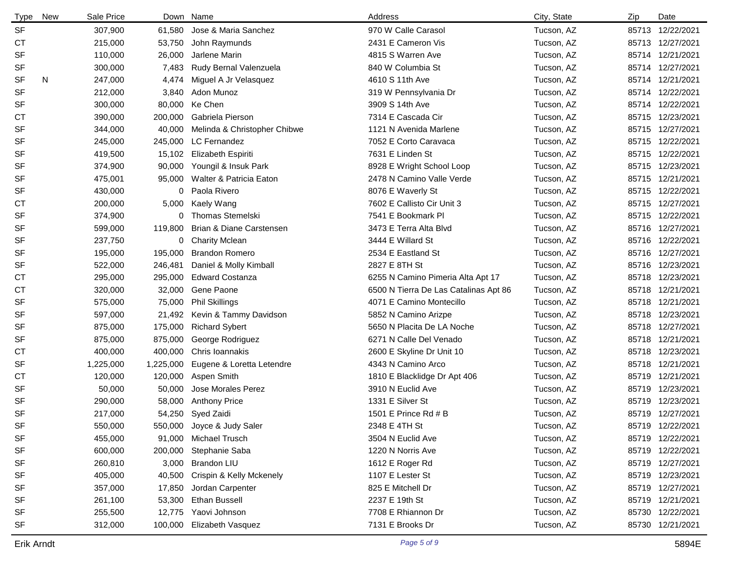| Type | New | Sale Price | Down | Name | Address | City, State | Zip | Date |
|---|---|---|---|---|---|---|---|---|
| SF | | 307,900 | 61,580 | Jose & Maria Sanchez | 970 W Calle Carasol | Tucson, AZ | 85713 | 12/22/2021 |
| CT | | 215,000 | 53,750 | John Raymunds | 2431 E Cameron Vis | Tucson, AZ | 85713 | 12/27/2021 |
| SF | | 110,000 | 26,000 | Jarlene Marin | 4815 S Warren Ave | Tucson, AZ | 85714 | 12/21/2021 |
| SF | | 300,000 | 7,483 | Rudy Bernal Valenzuela | 840 W Columbia St | Tucson, AZ | 85714 | 12/27/2021 |
| SF | N | 247,000 | 4,474 | Miguel A Jr Velasquez | 4610 S 11th Ave | Tucson, AZ | 85714 | 12/21/2021 |
| SF | | 212,000 | 3,840 | Adon Munoz | 319 W Pennsylvania Dr | Tucson, AZ | 85714 | 12/22/2021 |
| SF | | 300,000 | 80,000 | Ke Chen | 3909 S 14th Ave | Tucson, AZ | 85714 | 12/22/2021 |
| CT | | 390,000 | 200,000 | Gabriela Pierson | 7314 E Cascada Cir | Tucson, AZ | 85715 | 12/23/2021 |
| SF | | 344,000 | 40,000 | Melinda & Christopher Chibwe | 1121 N Avenida Marlene | Tucson, AZ | 85715 | 12/27/2021 |
| SF | | 245,000 | 245,000 | LC Fernandez | 7052 E Corto Caravaca | Tucson, AZ | 85715 | 12/22/2021 |
| SF | | 419,500 | 15,102 | Elizabeth Espiriti | 7631 E Linden St | Tucson, AZ | 85715 | 12/22/2021 |
| SF | | 374,900 | 90,000 | Youngil & Insuk Park | 8928 E Wright School Loop | Tucson, AZ | 85715 | 12/23/2021 |
| SF | | 475,001 | 95,000 | Walter & Patricia Eaton | 2478 N Camino Valle Verde | Tucson, AZ | 85715 | 12/21/2021 |
| SF | | 430,000 | 0 | Paola Rivero | 8076 E Waverly St | Tucson, AZ | 85715 | 12/22/2021 |
| CT | | 200,000 | 5,000 | Kaely Wang | 7602 E Callisto Cir Unit 3 | Tucson, AZ | 85715 | 12/27/2021 |
| SF | | 374,900 | 0 | Thomas Stemelski | 7541 E Bookmark Pl | Tucson, AZ | 85715 | 12/22/2021 |
| SF | | 599,000 | 119,800 | Brian & Diane Carstensen | 3473 E Terra Alta Blvd | Tucson, AZ | 85716 | 12/27/2021 |
| SF | | 237,750 | 0 | Charity Mclean | 3444 E Willard St | Tucson, AZ | 85716 | 12/22/2021 |
| SF | | 195,000 | 195,000 | Brandon Romero | 2534 E Eastland St | Tucson, AZ | 85716 | 12/27/2021 |
| SF | | 522,000 | 246,481 | Daniel & Molly Kimball | 2827 E 8TH St | Tucson, AZ | 85716 | 12/23/2021 |
| CT | | 295,000 | 295,000 | Edward Costanza | 6255 N Camino Pimeria Alta Apt 17 | Tucson, AZ | 85718 | 12/23/2021 |
| CT | | 320,000 | 32,000 | Gene Paone | 6500 N Tierra De Las Catalinas Apt 86 | Tucson, AZ | 85718 | 12/21/2021 |
| SF | | 575,000 | 75,000 | Phil Skillings | 4071 E Camino Montecillo | Tucson, AZ | 85718 | 12/21/2021 |
| SF | | 597,000 | 21,492 | Kevin & Tammy Davidson | 5852 N Camino Arizpe | Tucson, AZ | 85718 | 12/23/2021 |
| SF | | 875,000 | 175,000 | Richard Sybert | 5650 N Placita De LA Noche | Tucson, AZ | 85718 | 12/27/2021 |
| SF | | 875,000 | 875,000 | George Rodriguez | 6271 N Calle Del Venado | Tucson, AZ | 85718 | 12/21/2021 |
| CT | | 400,000 | 400,000 | Chris Ioannakis | 2600 E Skyline Dr Unit 10 | Tucson, AZ | 85718 | 12/23/2021 |
| SF | | 1,225,000 | 1,225,000 | Eugene & Loretta Letendre | 4343 N Camino Arco | Tucson, AZ | 85718 | 12/21/2021 |
| CT | | 120,000 | 120,000 | Aspen Smith | 1810 E Blacklidge Dr Apt 406 | Tucson, AZ | 85719 | 12/21/2021 |
| SF | | 50,000 | 50,000 | Jose Morales Perez | 3910 N Euclid Ave | Tucson, AZ | 85719 | 12/23/2021 |
| SF | | 290,000 | 58,000 | Anthony Price | 1331 E Silver St | Tucson, AZ | 85719 | 12/23/2021 |
| SF | | 217,000 | 54,250 | Syed Zaidi | 1501 E Prince Rd # B | Tucson, AZ | 85719 | 12/27/2021 |
| SF | | 550,000 | 550,000 | Joyce & Judy Saler | 2348 E 4TH St | Tucson, AZ | 85719 | 12/22/2021 |
| SF | | 455,000 | 91,000 | Michael Trusch | 3504 N Euclid Ave | Tucson, AZ | 85719 | 12/22/2021 |
| SF | | 600,000 | 200,000 | Stephanie Saba | 1220 N Norris Ave | Tucson, AZ | 85719 | 12/22/2021 |
| SF | | 260,810 | 3,000 | Brandon LIU | 1612 E Roger Rd | Tucson, AZ | 85719 | 12/27/2021 |
| SF | | 405,000 | 40,500 | Crispin & Kelly Mckenely | 1107 E Lester St | Tucson, AZ | 85719 | 12/23/2021 |
| SF | | 357,000 | 17,850 | Jordan Carpenter | 825 E Mitchell Dr | Tucson, AZ | 85719 | 12/27/2021 |
| SF | | 261,100 | 53,300 | Ethan Bussell | 2237 E 19th St | Tucson, AZ | 85719 | 12/21/2021 |
| SF | | 255,500 | 12,775 | Yaovi Johnson | 7708 E Rhiannon Dr | Tucson, AZ | 85730 | 12/22/2021 |
| SF | | 312,000 | 100,000 | Elizabeth Vasquez | 7131 E Brooks Dr | Tucson, AZ | 85730 | 12/21/2021 |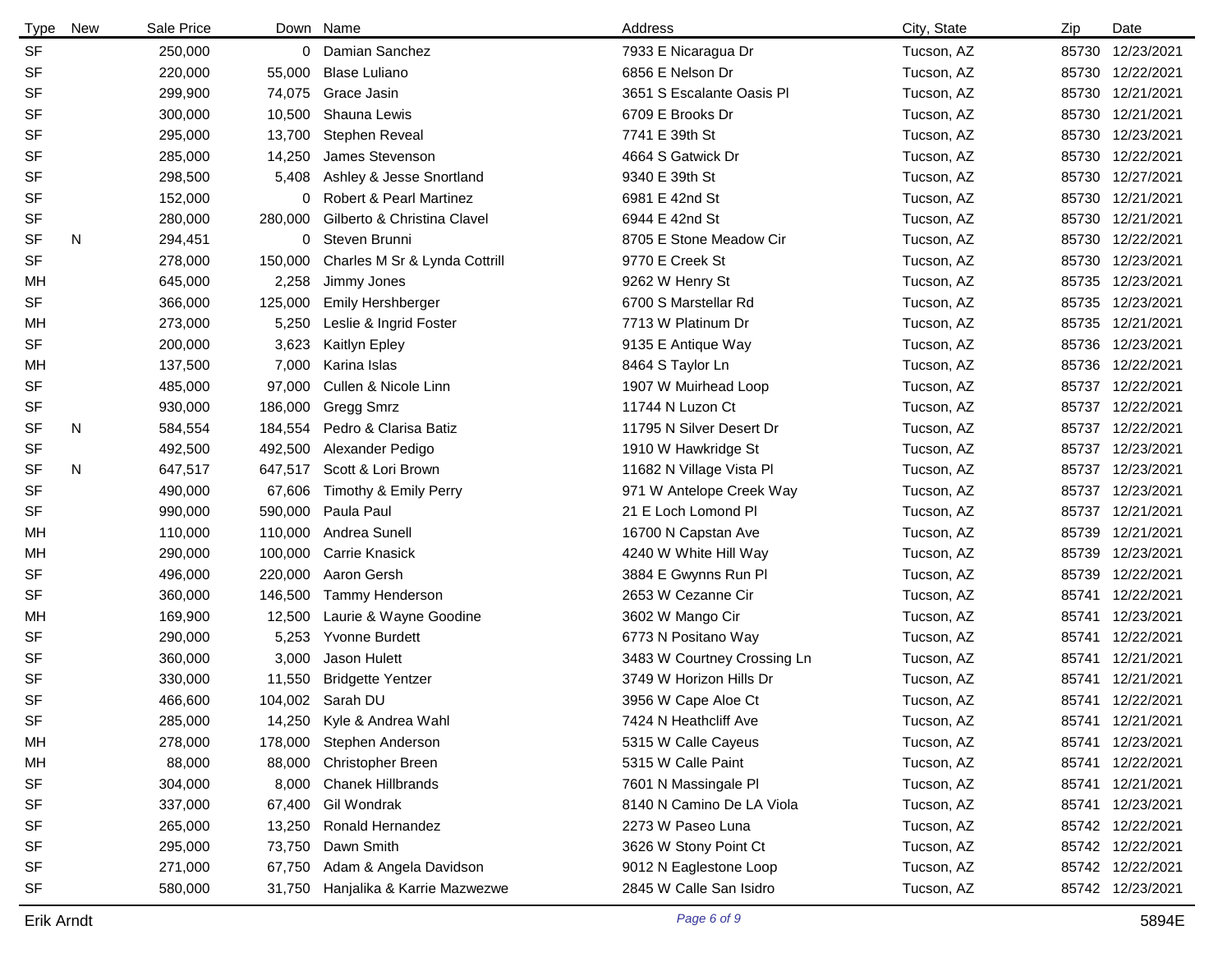| Type | New | Sale Price | Down | Name | Address | City, State | Zip | Date |
|---|---|---|---|---|---|---|---|---|
| SF | | 250,000 | 0 | Damian Sanchez | 7933 E Nicaragua Dr | Tucson, AZ | 85730 | 12/23/2021 |
| SF | | 220,000 | 55,000 | Blase Luliano | 6856 E Nelson Dr | Tucson, AZ | 85730 | 12/22/2021 |
| SF | | 299,900 | 74,075 | Grace Jasin | 3651 S Escalante Oasis Pl | Tucson, AZ | 85730 | 12/21/2021 |
| SF | | 300,000 | 10,500 | Shauna Lewis | 6709 E Brooks Dr | Tucson, AZ | 85730 | 12/21/2021 |
| SF | | 295,000 | 13,700 | Stephen Reveal | 7741 E 39th St | Tucson, AZ | 85730 | 12/23/2021 |
| SF | | 285,000 | 14,250 | James Stevenson | 4664 S Gatwick Dr | Tucson, AZ | 85730 | 12/22/2021 |
| SF | | 298,500 | 5,408 | Ashley & Jesse Snortland | 9340 E 39th St | Tucson, AZ | 85730 | 12/27/2021 |
| SF | | 152,000 | 0 | Robert & Pearl Martinez | 6981 E 42nd St | Tucson, AZ | 85730 | 12/21/2021 |
| SF | | 280,000 | 280,000 | Gilberto & Christina Clavel | 6944 E 42nd St | Tucson, AZ | 85730 | 12/21/2021 |
| SF | N | 294,451 | 0 | Steven Brunni | 8705 E Stone Meadow Cir | Tucson, AZ | 85730 | 12/22/2021 |
| SF | | 278,000 | 150,000 | Charles M Sr & Lynda Cottrill | 9770 E Creek St | Tucson, AZ | 85730 | 12/23/2021 |
| MH | | 645,000 | 2,258 | Jimmy Jones | 9262 W Henry St | Tucson, AZ | 85735 | 12/23/2021 |
| SF | | 366,000 | 125,000 | Emily Hershberger | 6700 S Marstellar Rd | Tucson, AZ | 85735 | 12/23/2021 |
| MH | | 273,000 | 5,250 | Leslie & Ingrid Foster | 7713 W Platinum Dr | Tucson, AZ | 85735 | 12/21/2021 |
| SF | | 200,000 | 3,623 | Kaitlyn Epley | 9135 E Antique Way | Tucson, AZ | 85736 | 12/23/2021 |
| MH | | 137,500 | 7,000 | Karina Islas | 8464 S Taylor Ln | Tucson, AZ | 85736 | 12/22/2021 |
| SF | | 485,000 | 97,000 | Cullen & Nicole Linn | 1907 W Muirhead Loop | Tucson, AZ | 85737 | 12/22/2021 |
| SF | | 930,000 | 186,000 | Gregg Smrz | 11744 N Luzon Ct | Tucson, AZ | 85737 | 12/22/2021 |
| SF | N | 584,554 | 184,554 | Pedro & Clarisa Batiz | 11795 N Silver Desert Dr | Tucson, AZ | 85737 | 12/22/2021 |
| SF | | 492,500 | 492,500 | Alexander Pedigo | 1910 W Hawkridge St | Tucson, AZ | 85737 | 12/23/2021 |
| SF | N | 647,517 | 647,517 | Scott & Lori Brown | 11682 N Village Vista Pl | Tucson, AZ | 85737 | 12/23/2021 |
| SF | | 490,000 | 67,606 | Timothy & Emily Perry | 971 W Antelope Creek Way | Tucson, AZ | 85737 | 12/23/2021 |
| SF | | 990,000 | 590,000 | Paula Paul | 21 E Loch Lomond Pl | Tucson, AZ | 85737 | 12/21/2021 |
| MH | | 110,000 | 110,000 | Andrea Sunell | 16700 N Capstan Ave | Tucson, AZ | 85739 | 12/21/2021 |
| MH | | 290,000 | 100,000 | Carrie Knasick | 4240 W White Hill Way | Tucson, AZ | 85739 | 12/23/2021 |
| SF | | 496,000 | 220,000 | Aaron Gersh | 3884 E Gwynns Run Pl | Tucson, AZ | 85739 | 12/22/2021 |
| SF | | 360,000 | 146,500 | Tammy Henderson | 2653 W Cezanne Cir | Tucson, AZ | 85741 | 12/22/2021 |
| MH | | 169,900 | 12,500 | Laurie & Wayne Goodine | 3602 W Mango Cir | Tucson, AZ | 85741 | 12/23/2021 |
| SF | | 290,000 | 5,253 | Yvonne Burdett | 6773 N Positano Way | Tucson, AZ | 85741 | 12/22/2021 |
| SF | | 360,000 | 3,000 | Jason Hulett | 3483 W Courtney Crossing Ln | Tucson, AZ | 85741 | 12/21/2021 |
| SF | | 330,000 | 11,550 | Bridgette Yentzer | 3749 W Horizon Hills Dr | Tucson, AZ | 85741 | 12/21/2021 |
| SF | | 466,600 | 104,002 | Sarah DU | 3956 W Cape Aloe Ct | Tucson, AZ | 85741 | 12/22/2021 |
| SF | | 285,000 | 14,250 | Kyle & Andrea Wahl | 7424 N Heathcliff Ave | Tucson, AZ | 85741 | 12/21/2021 |
| MH | | 278,000 | 178,000 | Stephen Anderson | 5315 W Calle Cayeus | Tucson, AZ | 85741 | 12/23/2021 |
| MH | | 88,000 | 88,000 | Christopher Breen | 5315 W Calle Paint | Tucson, AZ | 85741 | 12/22/2021 |
| SF | | 304,000 | 8,000 | Chanek Hillbrands | 7601 N Massingale Pl | Tucson, AZ | 85741 | 12/21/2021 |
| SF | | 337,000 | 67,400 | Gil Wondrak | 8140 N Camino De LA Viola | Tucson, AZ | 85741 | 12/23/2021 |
| SF | | 265,000 | 13,250 | Ronald Hernandez | 2273 W Paseo Luna | Tucson, AZ | 85742 | 12/22/2021 |
| SF | | 295,000 | 73,750 | Dawn Smith | 3626 W Stony Point Ct | Tucson, AZ | 85742 | 12/22/2021 |
| SF | | 271,000 | 67,750 | Adam & Angela Davidson | 9012 N Eaglestone Loop | Tucson, AZ | 85742 | 12/22/2021 |
| SF | | 580,000 | 31,750 | Hanjalika & Karrie Mazwezwe | 2845 W Calle San Isidro | Tucson, AZ | 85742 | 12/23/2021 |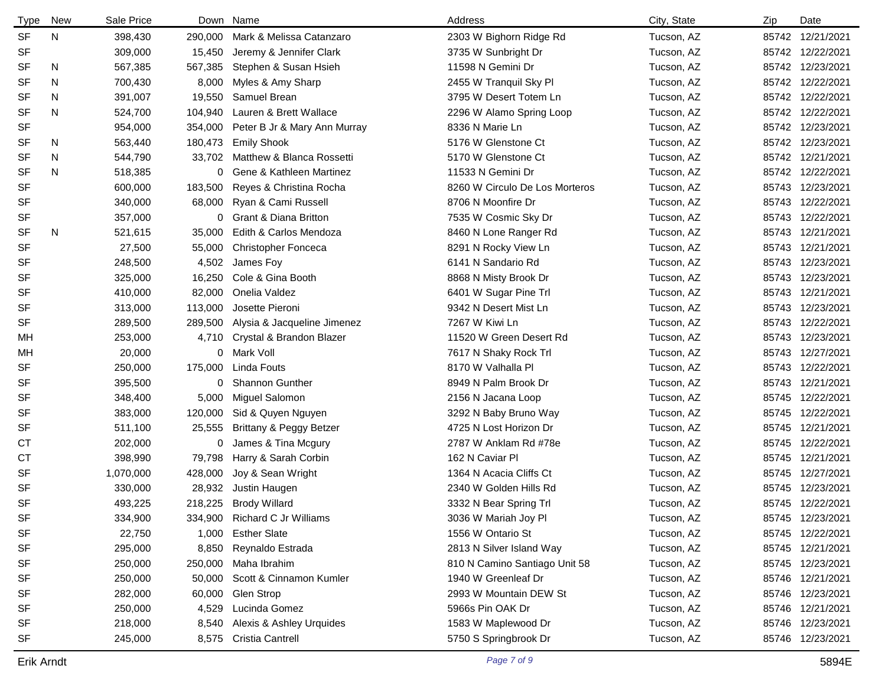| Type | New | Sale Price | Down | Name | Address | City, State | Zip | Date |
|---|---|---|---|---|---|---|---|---|
| SF | N | 398,430 | 290,000 | Mark & Melissa Catanzaro | 2303 W Bighorn Ridge Rd | Tucson, AZ | 85742 | 12/21/2021 |
| SF | | 309,000 | 15,450 | Jeremy & Jennifer Clark | 3735 W Sunbright Dr | Tucson, AZ | 85742 | 12/22/2021 |
| SF | N | 567,385 | 567,385 | Stephen & Susan Hsieh | 11598 N Gemini Dr | Tucson, AZ | 85742 | 12/23/2021 |
| SF | N | 700,430 | 8,000 | Myles & Amy Sharp | 2455 W Tranquil Sky Pl | Tucson, AZ | 85742 | 12/22/2021 |
| SF | N | 391,007 | 19,550 | Samuel Brean | 3795 W Desert Totem Ln | Tucson, AZ | 85742 | 12/22/2021 |
| SF | N | 524,700 | 104,940 | Lauren & Brett Wallace | 2296 W Alamo Spring Loop | Tucson, AZ | 85742 | 12/22/2021 |
| SF | | 954,000 | 354,000 | Peter B Jr & Mary Ann Murray | 8336 N Marie Ln | Tucson, AZ | 85742 | 12/23/2021 |
| SF | N | 563,440 | 180,473 | Emily Shook | 5176 W Glenstone Ct | Tucson, AZ | 85742 | 12/23/2021 |
| SF | N | 544,790 | 33,702 | Matthew & Blanca Rossetti | 5170 W Glenstone Ct | Tucson, AZ | 85742 | 12/21/2021 |
| SF | N | 518,385 | 0 | Gene & Kathleen Martinez | 11533 N Gemini Dr | Tucson, AZ | 85742 | 12/22/2021 |
| SF | | 600,000 | 183,500 | Reyes & Christina Rocha | 8260 W Circulo De Los Morteros | Tucson, AZ | 85743 | 12/23/2021 |
| SF | | 340,000 | 68,000 | Ryan & Cami Russell | 8706 N Moonfire Dr | Tucson, AZ | 85743 | 12/22/2021 |
| SF | | 357,000 | 0 | Grant & Diana Britton | 7535 W Cosmic Sky Dr | Tucson, AZ | 85743 | 12/22/2021 |
| SF | N | 521,615 | 35,000 | Edith & Carlos Mendoza | 8460 N Lone Ranger Rd | Tucson, AZ | 85743 | 12/21/2021 |
| SF | | 27,500 | 55,000 | Christopher Fonceca | 8291 N Rocky View Ln | Tucson, AZ | 85743 | 12/21/2021 |
| SF | | 248,500 | 4,502 | James Foy | 6141 N Sandario Rd | Tucson, AZ | 85743 | 12/23/2021 |
| SF | | 325,000 | 16,250 | Cole & Gina Booth | 8868 N Misty Brook Dr | Tucson, AZ | 85743 | 12/23/2021 |
| SF | | 410,000 | 82,000 | Onelia Valdez | 6401 W Sugar Pine Trl | Tucson, AZ | 85743 | 12/21/2021 |
| SF | | 313,000 | 113,000 | Josette Pieroni | 9342 N Desert Mist Ln | Tucson, AZ | 85743 | 12/23/2021 |
| SF | | 289,500 | 289,500 | Alysia & Jacqueline Jimenez | 7267 W Kiwi Ln | Tucson, AZ | 85743 | 12/22/2021 |
| MH | | 253,000 | 4,710 | Crystal & Brandon Blazer | 11520 W Green Desert Rd | Tucson, AZ | 85743 | 12/23/2021 |
| MH | | 20,000 | 0 | Mark Voll | 7617 N Shaky Rock Trl | Tucson, AZ | 85743 | 12/27/2021 |
| SF | | 250,000 | 175,000 | Linda Fouts | 8170 W Valhalla Pl | Tucson, AZ | 85743 | 12/22/2021 |
| SF | | 395,500 | 0 | Shannon Gunther | 8949 N Palm Brook Dr | Tucson, AZ | 85743 | 12/21/2021 |
| SF | | 348,400 | 5,000 | Miguel Salomon | 2156 N Jacana Loop | Tucson, AZ | 85745 | 12/22/2021 |
| SF | | 383,000 | 120,000 | Sid & Quyen Nguyen | 3292 N Baby Bruno Way | Tucson, AZ | 85745 | 12/22/2021 |
| SF | | 511,100 | 25,555 | Brittany & Peggy Betzer | 4725 N Lost Horizon Dr | Tucson, AZ | 85745 | 12/21/2021 |
| CT | | 202,000 | 0 | James & Tina Mcgury | 2787 W Anklam Rd #78e | Tucson, AZ | 85745 | 12/22/2021 |
| CT | | 398,990 | 79,798 | Harry & Sarah Corbin | 162 N Caviar Pl | Tucson, AZ | 85745 | 12/21/2021 |
| SF | | 1,070,000 | 428,000 | Joy & Sean Wright | 1364 N Acacia Cliffs Ct | Tucson, AZ | 85745 | 12/27/2021 |
| SF | | 330,000 | 28,932 | Justin Haugen | 2340 W Golden Hills Rd | Tucson, AZ | 85745 | 12/23/2021 |
| SF | | 493,225 | 218,225 | Brody Willard | 3332 N Bear Spring Trl | Tucson, AZ | 85745 | 12/22/2021 |
| SF | | 334,900 | 334,900 | Richard C Jr Williams | 3036 W Mariah Joy Pl | Tucson, AZ | 85745 | 12/23/2021 |
| SF | | 22,750 | 1,000 | Esther Slate | 1556 W Ontario St | Tucson, AZ | 85745 | 12/22/2021 |
| SF | | 295,000 | 8,850 | Reynaldo Estrada | 2813 N Silver Island Way | Tucson, AZ | 85745 | 12/21/2021 |
| SF | | 250,000 | 250,000 | Maha Ibrahim | 810 N Camino Santiago Unit 58 | Tucson, AZ | 85745 | 12/23/2021 |
| SF | | 250,000 | 50,000 | Scott & Cinnamon Kumler | 1940 W Greenleaf Dr | Tucson, AZ | 85746 | 12/21/2021 |
| SF | | 282,000 | 60,000 | Glen Strop | 2993 W Mountain DEW St | Tucson, AZ | 85746 | 12/23/2021 |
| SF | | 250,000 | 4,529 | Lucinda Gomez | 5966s Pin OAK Dr | Tucson, AZ | 85746 | 12/21/2021 |
| SF | | 218,000 | 8,540 | Alexis & Ashley Urquides | 1583 W Maplewood Dr | Tucson, AZ | 85746 | 12/23/2021 |
| SF | | 245,000 | 8,575 | Cristia Cantrell | 5750 S Springbrook Dr | Tucson, AZ | 85746 | 12/23/2021 |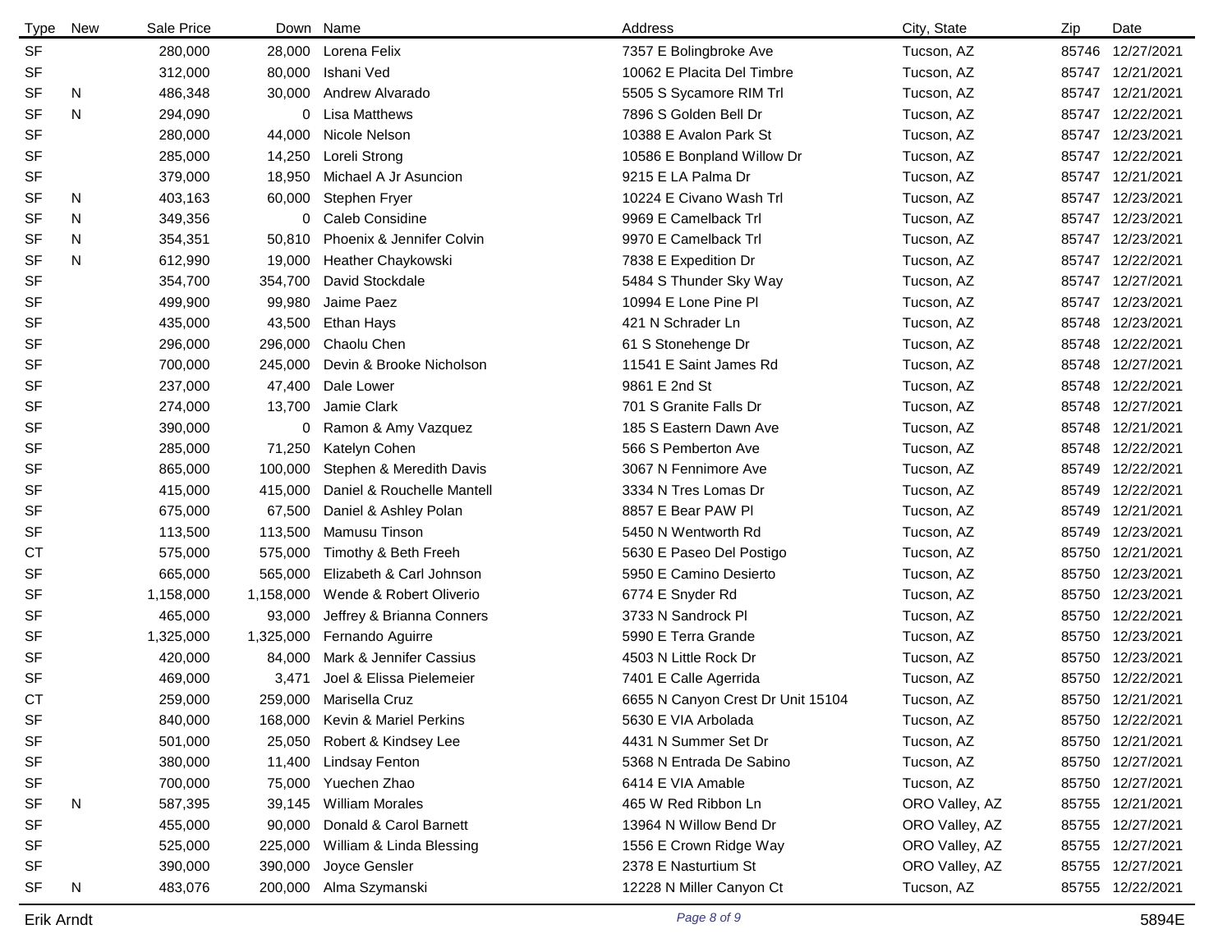| Type | New | Sale Price | Down | Name | Address | City, State | Zip | Date |
|---|---|---|---|---|---|---|---|---|
| SF | | 280,000 | 28,000 | Lorena Felix | 7357 E Bolingbroke Ave | Tucson, AZ | 85746 | 12/27/2021 |
| SF | | 312,000 | 80,000 | Ishani Ved | 10062 E Placita Del Timbre | Tucson, AZ | 85747 | 12/21/2021 |
| SF | N | 486,348 | 30,000 | Andrew Alvarado | 5505 S Sycamore RIM Trl | Tucson, AZ | 85747 | 12/21/2021 |
| SF | N | 294,090 | 0 | Lisa Matthews | 7896 S Golden Bell Dr | Tucson, AZ | 85747 | 12/22/2021 |
| SF | | 280,000 | 44,000 | Nicole Nelson | 10388 E Avalon Park St | Tucson, AZ | 85747 | 12/23/2021 |
| SF | | 285,000 | 14,250 | Loreli Strong | 10586 E Bonpland Willow Dr | Tucson, AZ | 85747 | 12/22/2021 |
| SF | | 379,000 | 18,950 | Michael A Jr Asuncion | 9215 E LA Palma Dr | Tucson, AZ | 85747 | 12/21/2021 |
| SF | N | 403,163 | 60,000 | Stephen Fryer | 10224 E Civano Wash Trl | Tucson, AZ | 85747 | 12/23/2021 |
| SF | N | 349,356 | 0 | Caleb Considine | 9969 E Camelback Trl | Tucson, AZ | 85747 | 12/23/2021 |
| SF | N | 354,351 | 50,810 | Phoenix & Jennifer Colvin | 9970 E Camelback Trl | Tucson, AZ | 85747 | 12/23/2021 |
| SF | N | 612,990 | 19,000 | Heather Chaykowski | 7838 E Expedition Dr | Tucson, AZ | 85747 | 12/22/2021 |
| SF | | 354,700 | 354,700 | David Stockdale | 5484 S Thunder Sky Way | Tucson, AZ | 85747 | 12/27/2021 |
| SF | | 499,900 | 99,980 | Jaime Paez | 10994 E Lone Pine Pl | Tucson, AZ | 85747 | 12/23/2021 |
| SF | | 435,000 | 43,500 | Ethan Hays | 421 N Schrader Ln | Tucson, AZ | 85748 | 12/23/2021 |
| SF | | 296,000 | 296,000 | Chaolu Chen | 61 S Stonehenge Dr | Tucson, AZ | 85748 | 12/22/2021 |
| SF | | 700,000 | 245,000 | Devin & Brooke Nicholson | 11541 E Saint James Rd | Tucson, AZ | 85748 | 12/27/2021 |
| SF | | 237,000 | 47,400 | Dale Lower | 9861 E 2nd St | Tucson, AZ | 85748 | 12/22/2021 |
| SF | | 274,000 | 13,700 | Jamie Clark | 701 S Granite Falls Dr | Tucson, AZ | 85748 | 12/27/2021 |
| SF | | 390,000 | 0 | Ramon & Amy Vazquez | 185 S Eastern Dawn Ave | Tucson, AZ | 85748 | 12/21/2021 |
| SF | | 285,000 | 71,250 | Katelyn Cohen | 566 S Pemberton Ave | Tucson, AZ | 85748 | 12/22/2021 |
| SF | | 865,000 | 100,000 | Stephen & Meredith Davis | 3067 N Fennimore Ave | Tucson, AZ | 85749 | 12/22/2021 |
| SF | | 415,000 | 415,000 | Daniel & Rouchelle Mantell | 3334 N Tres Lomas Dr | Tucson, AZ | 85749 | 12/22/2021 |
| SF | | 675,000 | 67,500 | Daniel & Ashley Polan | 8857 E Bear PAW Pl | Tucson, AZ | 85749 | 12/21/2021 |
| SF | | 113,500 | 113,500 | Mamusu Tinson | 5450 N Wentworth Rd | Tucson, AZ | 85749 | 12/23/2021 |
| CT | | 575,000 | 575,000 | Timothy & Beth Freeh | 5630 E Paseo Del Postigo | Tucson, AZ | 85750 | 12/21/2021 |
| SF | | 665,000 | 565,000 | Elizabeth & Carl Johnson | 5950 E Camino Desierto | Tucson, AZ | 85750 | 12/23/2021 |
| SF | | 1,158,000 | 1,158,000 | Wende & Robert Oliverio | 6774 E Snyder Rd | Tucson, AZ | 85750 | 12/23/2021 |
| SF | | 465,000 | 93,000 | Jeffrey & Brianna Conners | 3733 N Sandrock Pl | Tucson, AZ | 85750 | 12/22/2021 |
| SF | | 1,325,000 | 1,325,000 | Fernando Aguirre | 5990 E Terra Grande | Tucson, AZ | 85750 | 12/23/2021 |
| SF | | 420,000 | 84,000 | Mark & Jennifer Cassius | 4503 N Little Rock Dr | Tucson, AZ | 85750 | 12/23/2021 |
| SF | | 469,000 | 3,471 | Joel & Elissa Pielemeier | 7401 E Calle Agerrida | Tucson, AZ | 85750 | 12/22/2021 |
| CT | | 259,000 | 259,000 | Marisella Cruz | 6655 N Canyon Crest Dr Unit 15104 | Tucson, AZ | 85750 | 12/21/2021 |
| SF | | 840,000 | 168,000 | Kevin & Mariel Perkins | 5630 E VIA Arbolada | Tucson, AZ | 85750 | 12/22/2021 |
| SF | | 501,000 | 25,050 | Robert & Kindsey Lee | 4431 N Summer Set Dr | Tucson, AZ | 85750 | 12/21/2021 |
| SF | | 380,000 | 11,400 | Lindsay Fenton | 5368 N Entrada De Sabino | Tucson, AZ | 85750 | 12/27/2021 |
| SF | | 700,000 | 75,000 | Yuechen Zhao | 6414 E VIA Amable | Tucson, AZ | 85750 | 12/27/2021 |
| SF | N | 587,395 | 39,145 | William Morales | 465 W Red Ribbon Ln | ORO Valley, AZ | 85755 | 12/21/2021 |
| SF | | 455,000 | 90,000 | Donald & Carol Barnett | 13964 N Willow Bend Dr | ORO Valley, AZ | 85755 | 12/27/2021 |
| SF | | 525,000 | 225,000 | William & Linda Blessing | 1556 E Crown Ridge Way | ORO Valley, AZ | 85755 | 12/27/2021 |
| SF | | 390,000 | 390,000 | Joyce Gensler | 2378 E Nasturtium St | ORO Valley, AZ | 85755 | 12/27/2021 |
| SF | N | 483,076 | 200,000 | Alma Szymanski | 12228 N Miller Canyon Ct | Tucson, AZ | 85755 | 12/22/2021 |

Erik Arndt 5894E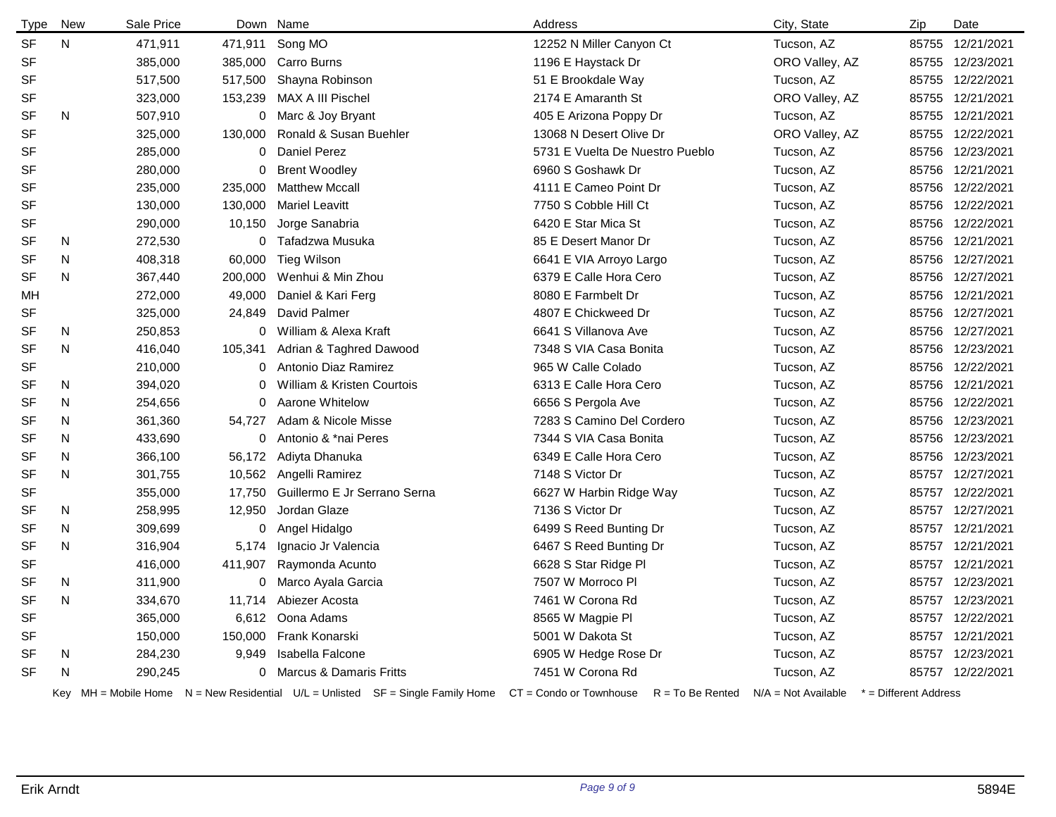| Type | New | Sale Price | Down | Name | Address | City, State | Zip | Date |
|---|---|---|---|---|---|---|---|---|
| SF | N | 471,911 | 471,911 | Song MO | 12252 N Miller Canyon Ct | Tucson, AZ | 85755 | 12/21/2021 |
| SF | | 385,000 | 385,000 | Carro Burns | 1196 E Haystack Dr | ORO Valley, AZ | 85755 | 12/23/2021 |
| SF | | 517,500 | 517,500 | Shayna Robinson | 51 E Brookdale Way | Tucson, AZ | 85755 | 12/22/2021 |
| SF | | 323,000 | 153,239 | MAX A III Pischel | 2174 E Amaranth St | ORO Valley, AZ | 85755 | 12/21/2021 |
| SF | N | 507,910 | 0 | Marc & Joy Bryant | 405 E Arizona Poppy Dr | Tucson, AZ | 85755 | 12/21/2021 |
| SF | | 325,000 | 130,000 | Ronald & Susan Buehler | 13068 N Desert Olive Dr | ORO Valley, AZ | 85755 | 12/22/2021 |
| SF | | 285,000 | 0 | Daniel Perez | 5731 E Vuelta De Nuestro Pueblo | Tucson, AZ | 85756 | 12/23/2021 |
| SF | | 280,000 | 0 | Brent Woodley | 6960 S Goshawk Dr | Tucson, AZ | 85756 | 12/21/2021 |
| SF | | 235,000 | 235,000 | Matthew Mccall | 4111 E Cameo Point Dr | Tucson, AZ | 85756 | 12/22/2021 |
| SF | | 130,000 | 130,000 | Mariel Leavitt | 7750 S Cobble Hill Ct | Tucson, AZ | 85756 | 12/22/2021 |
| SF | | 290,000 | 10,150 | Jorge Sanabria | 6420 E Star Mica St | Tucson, AZ | 85756 | 12/22/2021 |
| SF | N | 272,530 | 0 | Tafadzwa Musuka | 85 E Desert Manor Dr | Tucson, AZ | 85756 | 12/21/2021 |
| SF | N | 408,318 | 60,000 | Tieg Wilson | 6641 E VIA Arroyo Largo | Tucson, AZ | 85756 | 12/27/2021 |
| SF | N | 367,440 | 200,000 | Wenhui & Min Zhou | 6379 E Calle Hora Cero | Tucson, AZ | 85756 | 12/27/2021 |
| MH | | 272,000 | 49,000 | Daniel & Kari Ferg | 8080 E Farmbelt Dr | Tucson, AZ | 85756 | 12/21/2021 |
| SF | | 325,000 | 24,849 | David Palmer | 4807 E Chickweed Dr | Tucson, AZ | 85756 | 12/27/2021 |
| SF | N | 250,853 | 0 | William & Alexa Kraft | 6641 S Villanova Ave | Tucson, AZ | 85756 | 12/27/2021 |
| SF | N | 416,040 | 105,341 | Adrian & Taghred Dawood | 7348 S VIA Casa Bonita | Tucson, AZ | 85756 | 12/23/2021 |
| SF | | 210,000 | 0 | Antonio Diaz Ramirez | 965 W Calle Colado | Tucson, AZ | 85756 | 12/22/2021 |
| SF | N | 394,020 | 0 | William & Kristen Courtois | 6313 E Calle Hora Cero | Tucson, AZ | 85756 | 12/21/2021 |
| SF | N | 254,656 | 0 | Aarone Whitelow | 6656 S Pergola Ave | Tucson, AZ | 85756 | 12/22/2021 |
| SF | N | 361,360 | 54,727 | Adam & Nicole Misse | 7283 S Camino Del Cordero | Tucson, AZ | 85756 | 12/23/2021 |
| SF | N | 433,690 | 0 | Antonio & *nai Peres | 7344 S VIA Casa Bonita | Tucson, AZ | 85756 | 12/23/2021 |
| SF | N | 366,100 | 56,172 | Adiyta Dhanuka | 6349 E Calle Hora Cero | Tucson, AZ | 85756 | 12/23/2021 |
| SF | N | 301,755 | 10,562 | Angelli Ramirez | 7148 S Victor Dr | Tucson, AZ | 85757 | 12/27/2021 |
| SF | | 355,000 | 17,750 | Guillermo E Jr Serrano Serna | 6627 W Harbin Ridge Way | Tucson, AZ | 85757 | 12/22/2021 |
| SF | N | 258,995 | 12,950 | Jordan Glaze | 7136 S Victor Dr | Tucson, AZ | 85757 | 12/27/2021 |
| SF | N | 309,699 | 0 | Angel Hidalgo | 6499 S Reed Bunting Dr | Tucson, AZ | 85757 | 12/21/2021 |
| SF | N | 316,904 | 5,174 | Ignacio Jr Valencia | 6467 S Reed Bunting Dr | Tucson, AZ | 85757 | 12/21/2021 |
| SF | | 416,000 | 411,907 | Raymonda Acunto | 6628 S Star Ridge Pl | Tucson, AZ | 85757 | 12/21/2021 |
| SF | N | 311,900 | 0 | Marco Ayala Garcia | 7507 W Morroco Pl | Tucson, AZ | 85757 | 12/23/2021 |
| SF | N | 334,670 | 11,714 | Abiezer Acosta | 7461 W Corona Rd | Tucson, AZ | 85757 | 12/23/2021 |
| SF | | 365,000 | 6,612 | Oona Adams | 8565 W Magpie Pl | Tucson, AZ | 85757 | 12/22/2021 |
| SF | | 150,000 | 150,000 | Frank Konarski | 5001 W Dakota St | Tucson, AZ | 85757 | 12/21/2021 |
| SF | N | 284,230 | 9,949 | Isabella Falcone | 6905 W Hedge Rose Dr | Tucson, AZ | 85757 | 12/23/2021 |
| SF | N | 290,245 | 0 | Marcus & Damaris Fritts | 7451 W Corona Rd | Tucson, AZ | 85757 | 12/22/2021 |

Key MH = Mobile Home N = New Residential U/L = Unlisted SF = Single Family Home CT = Condo or Townhouse R = To Be Rented N/A = Not Available * = Different Address

Erik Arndt 5894E